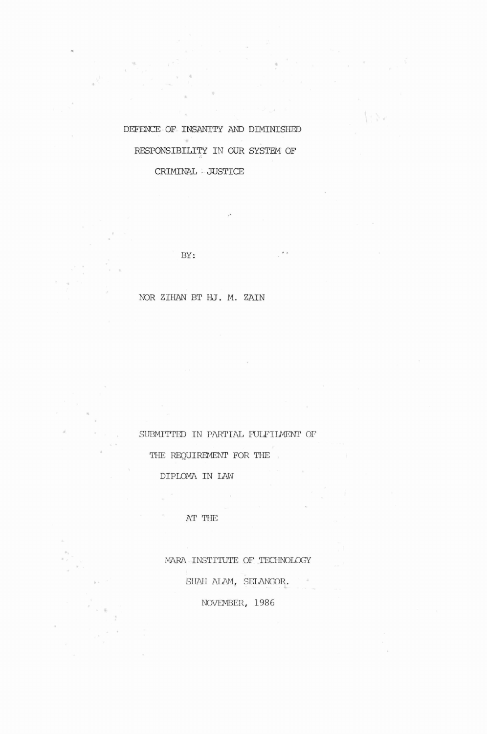# DEFENCE OF INSANITY AND DIMINISHED RESPONSIBILITY IN OUR SYSTEM OF CRIMINAL JUSTICE

BY:

NOR ZIHAN BT HJ. M. ZAIN

SUBMITTED IN PARTIAL FULFILMENT OF THE REQUIREMENT FOR THE DIPLOMA IN LAW

AT THE

MARA INSTITUTE OF TECHNOLOGY

SHAH ALAM, SELANGOR.

NOVEMBER, 1986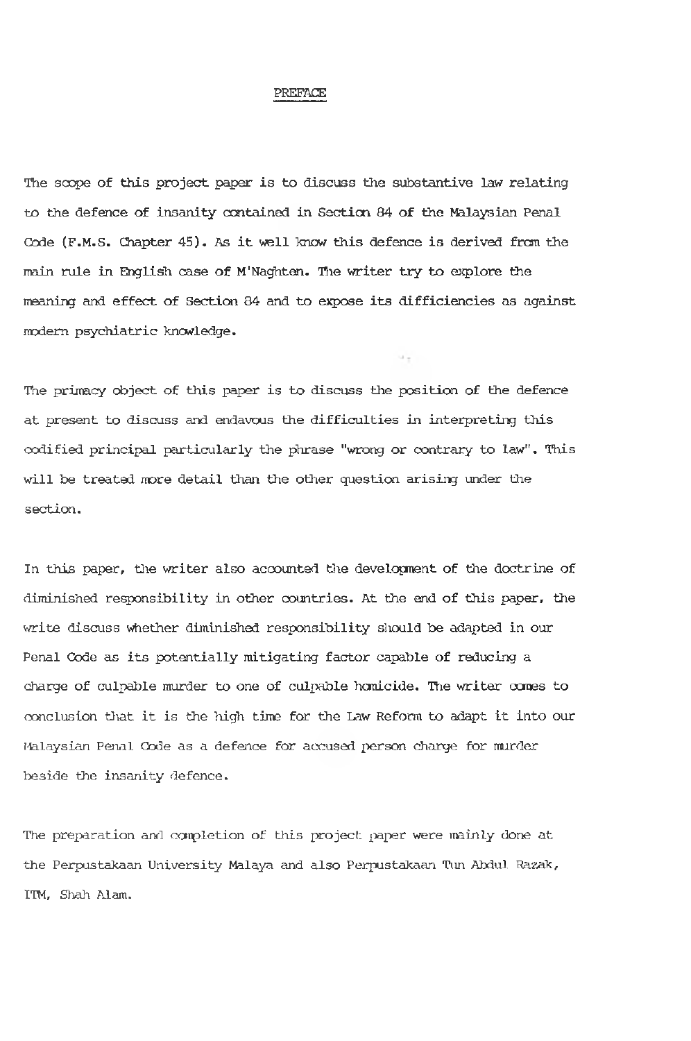# PREFACE

The scope of this project paper is to discuss the substantive law relating to the defence of insanity contained in Section 84 of the Malaysian Penal Code (F.M.S. Chapter 45). As it well know this defence is derived from the main rule in English case of M'Naghten. The writer try to explore the meaning and effect of Section 84 and to expose its difficiencies as against modern psychiatric knowledge.

The primacy object of this paper is to discuss the position of the defence at present to discuss and endavous the difficulties in interpreting this codified principal particularly the phrase "wrong or contrary to law". This will be treated more detail than the other question arising under the section.

In this paper, the writer also accounted the development of the doctrine of diminished responsibility in other countries. At the end of this paper, the write discuss whether diminished responsibility should be adapted in our Penal Code as its potentially mitigating factor capable of reducing a charge of culpable murder to one of culpable homicide. The writer comes to conclusion that it is the high time for the Law Reform to adapt it into our Malaysian Penal Code as a defence for accused person charge for murder beside the insanity defence.

The preparation and completion of this project paper were mainly done at the Perpustakaan University Malaya and also Perpustakaan Tun Abdul Razak, ITM, Shah Alam.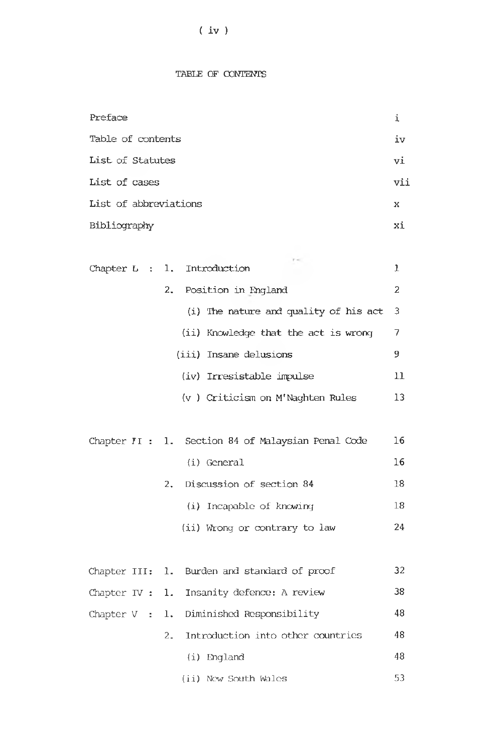# TABLE OF CONTENTS

| | | |
|---|---|---|
| Preface | | i |
| Table of contents | | iv |
| List of Statutes | | vi |
| List of cases | | vii |
| List of abbreviations | | x |
| Bibliography | | xi |
| Chapter L : | 1. Introduction | 1 |
| | 2. Position in England | 2 |
| | (i) The nature and quality of his act | 3 |
| | (ii) Knowledge that the act is wrong | 7 |
| | (iii) Insane delusions | 9 |
| | (iv) Irresistable impulse | 11 |
| | (v ) Criticism on M'Naghten Rules | 13 |
| Chapter II : | 1. Section 84 of Malaysian Penal Code | 16 |
| | (i) General | 16 |
| | 2. Discussion of section 84 | 18 |
| | (i) Incapable of knowing | 18 |
| | (ii) Wrong or contrary to law | 24 |
| Chapter III: | 1. Burden and standard of proof | 32 |
| Chapter IV : | 1. Insanity defence: A review | 38 |
| Chapter V : | 1. Diminished Responsibility | 48 |
| | 2. Introduction into other countries | 48 |
| | (i) England | 48 |
| | (ii) New South Wales | 53 |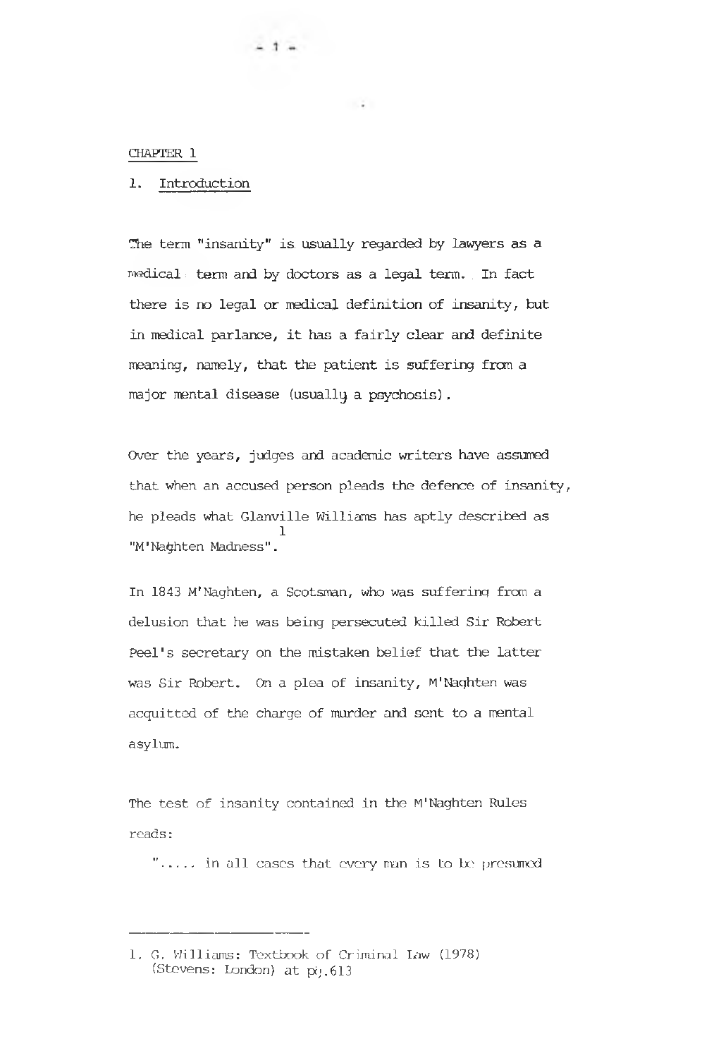CHAPTER 1

## 1. Introduction

The term "insanity" is usually regarded by lawyers as a medical term and by doctors as a legal term. In fact there is no legal or medical definition of insanity, but in medical parlance, it has a fairly clear and definite meaning, namely, that the patient is suffering from a major mental disease (usually a psychosis).

Over the years, judges and academic writers have assumed that when an accused person pleads the defence of insanity, he pleads what Glanville Williams has aptly described as "M'Naghten Madness".[1]

In 1843 M'Naghten, a Scotsman, who was suffering from a delusion that he was being persecuted killed Sir Robert Peel's secretary on the mistaken belief that the latter was Sir Robert. On a plea of insanity, M'Naghten was acquitted of the charge of murder and sent to a mental asylum.

The test of insanity contained in the M'Naghten Rules reads:

> "..... in all cases that every man is to be presumed

---

1. G. Williams: Textbook of Criminal Law (1978) (Stevens: London) at pg.613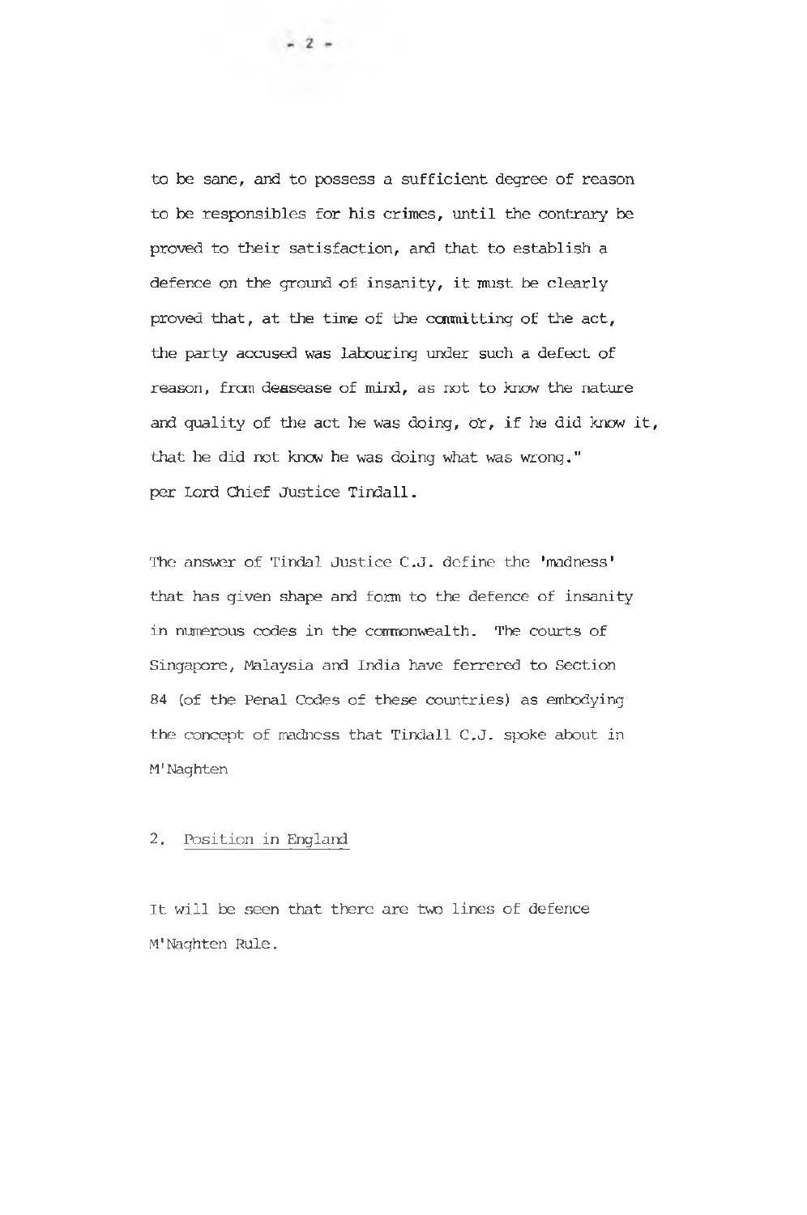to be sane, and to possess a sufficient degree of reason to be responsibles for his crimes, until the contrary be proved to their satisfaction, and that to establish a defence on the ground of insanity, it must be clearly proved that, at the time of the committing of the act, the party accused was labouring under such a defect of reason, from deasease of mind, as not to know the nature and quality of the act he was doing, or, if he did know it, that he did not know he was doing what was wrong." per Lord Chief Justice Tindall.

The answer of Tindal Justice C.J. define the 'madness' that has given shape and form to the defence of insanity in numerous codes in the commonwealth. The courts of Singapore, Malaysia and India have ferrered to Section 84 (of the Penal Codes of these countries) as embodying the concept of madness that Tindall C.J. spoke about in M'Naghten

2. Position in England

It will be seen that there are two lines of defence M'Naghten Rule.